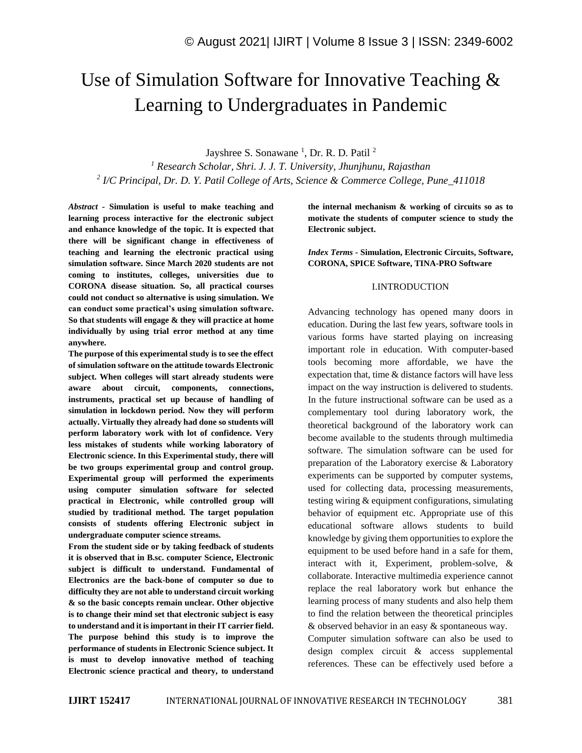# Use of Simulation Software for Innovative Teaching & Learning to Undergraduates in Pandemic

Jayshree S. Sonawane [1], Dr. R. D. Patil [2]

[1] *Research Scholar, Shri. J. J. T. University, Jhunjhunu, Rajasthan*

[2] *I/C Principal, Dr. D. Y. Patil College of Arts, Science & Commerce College, Pune_411018*

***Abstract* - Simulation is useful to make teaching and learning process interactive for the electronic subject and enhance knowledge of the topic. It is expected that there will be significant change in effectiveness of teaching and learning the electronic practical using simulation software. Since March 2020 students are not coming to institutes, colleges, universities due to CORONA disease situation. So, all practical courses could not conduct so alternative is using simulation. We can conduct some practical's using simulation software. So that students will engage & they will practice at home individually by using trial error method at any time anywhere.**

**The purpose of this experimental study is to see the effect of simulation software on the attitude towards Electronic subject. When colleges will start already students were aware about circuit, components, connections, instruments, practical set up because of handling of simulation in lockdown period. Now they will perform actually. Virtually they already had done so students will perform laboratory work with lot of confidence. Very less mistakes of students while working laboratory of Electronic science. In this Experimental study, there will be two groups experimental group and control group. Experimental group will performed the experiments using computer simulation software for selected practical in Electronic, while controlled group will studied by traditional method. The target population consists of students offering Electronic subject in undergraduate computer science streams.**

**From the student side or by taking feedback of students it is observed that in B.sc. computer Science, Electronic subject is difficult to understand. Fundamental of Electronics are the back-bone of computer so due to difficulty they are not able to understand circuit working & so the basic concepts remain unclear. Other objective is to change their mind set that electronic subject is easy to understand and it is important in their IT carrier field. The purpose behind this study is to improve the performance of students in Electronic Science subject. It is must to develop innovative method of teaching Electronic science practical and theory, to understand the internal mechanism & working of circuits so as to motivate the students of computer science to study the Electronic subject.**

***Index Terms* - Simulation, Electronic Circuits, Software, CORONA, SPICE Software, TINA-PRO Software**

## I.INTRODUCTION

Advancing technology has opened many doors in education. During the last few years, software tools in various forms have started playing on increasing important role in education. With computer-based tools becoming more affordable, we have the expectation that, time & distance factors will have less impact on the way instruction is delivered to students. In the future instructional software can be used as a complementary tool during laboratory work, the theoretical background of the laboratory work can become available to the students through multimedia software. The simulation software can be used for preparation of the Laboratory exercise & Laboratory experiments can be supported by computer systems, used for collecting data, processing measurements, testing wiring & equipment configurations, simulating behavior of equipment etc. Appropriate use of this educational software allows students to build knowledge by giving them opportunities to explore the equipment to be used before hand in a safe for them, interact with it, Experiment, problem-solve, & collaborate. Interactive multimedia experience cannot replace the real laboratory work but enhance the learning process of many students and also help them to find the relation between the theoretical principles & observed behavior in an easy & spontaneous way.

Computer simulation software can also be used to design complex circuit & access supplemental references. These can be effectively used before a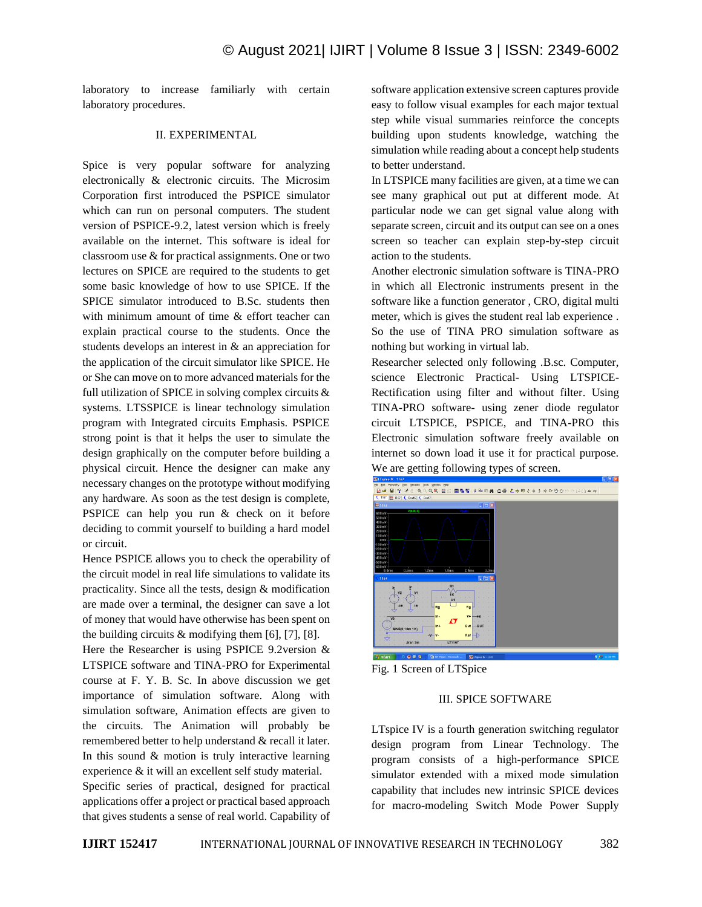laboratory to increase familiarly with certain laboratory procedures.

## II. EXPERIMENTAL

Spice is very popular software for analyzing electronically & electronic circuits. The Microsim Corporation first introduced the PSPICE simulator which can run on personal computers. The student version of PSPICE-9.2, latest version which is freely available on the internet. This software is ideal for classroom use & for practical assignments. One or two lectures on SPICE are required to the students to get some basic knowledge of how to use SPICE. If the SPICE simulator introduced to B.Sc. students then with minimum amount of time & effort teacher can explain practical course to the students. Once the students develops an interest in & an appreciation for the application of the circuit simulator like SPICE. He or She can move on to more advanced materials for the full utilization of SPICE in solving complex circuits & systems. LTSSPICE is linear technology simulation program with Integrated circuits Emphasis. PSPICE strong point is that it helps the user to simulate the design graphically on the computer before building a physical circuit. Hence the designer can make any necessary changes on the prototype without modifying any hardware. As soon as the test design is complete, PSPICE can help you run & check on it before deciding to commit yourself to building a hard model or circuit.

Hence PSPICE allows you to check the operability of the circuit model in real life simulations to validate its practicality. Since all the tests, design & modification are made over a terminal, the designer can save a lot of money that would have otherwise has been spent on the building circuits & modifying them [6], [7], [8].

Here the Researcher is using PSPICE 9.2version & LTSPICE software and TINA-PRO for Experimental course at F. Y. B. Sc. In above discussion we get importance of simulation software. Along with simulation software, Animation effects are given to the circuits. The Animation will probably be remembered better to help understand & recall it later. In this sound & motion is truly interactive learning experience & it will an excellent self study material.

Specific series of practical, designed for practical applications offer a project or practical based approach that gives students a sense of real world. Capability of software application extensive screen captures provide easy to follow visual examples for each major textual step while visual summaries reinforce the concepts building upon students knowledge, watching the simulation while reading about a concept help students to better understand.

In LTSPICE many facilities are given, at a time we can see many graphical out put at different mode. At particular node we can get signal value along with separate screen, circuit and its output can see on a ones screen so teacher can explain step-by-step circuit action to the students.

Another electronic simulation software is TINA-PRO in which all Electronic instruments present in the software like a function generator , CRO, digital multi meter, which is gives the student real lab experience . So the use of TINA PRO simulation software as nothing but working in virtual lab.

Researcher selected only following .B.sc. Computer, science Electronic Practical- Using LTSPICE- Rectification using filter and without filter. Using TINA-PRO software- using zener diode regulator circuit LTSPICE, PSPICE, and TINA-PRO this Electronic simulation software freely available on internet so down load it use it for practical purpose. We are getting following types of screen.

Fig. 1 Screen of LTSpice

## III. SPICE SOFTWARE

LTspice IV is a fourth generation switching regulator design program from Linear Technology. The program consists of a high-performance SPICE simulator extended with a mixed mode simulation capability that includes new intrinsic SPICE devices for macro-modeling Switch Mode Power Supply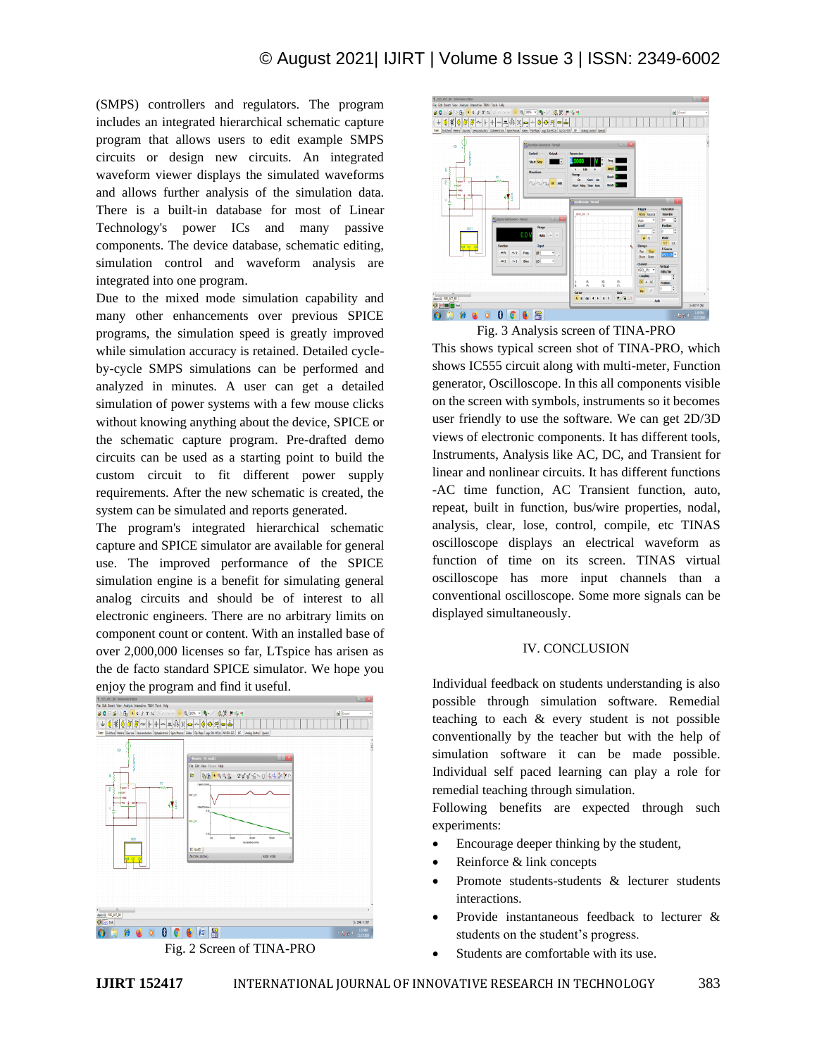(SMPS) controllers and regulators. The program includes an integrated hierarchical schematic capture program that allows users to edit example SMPS circuits or design new circuits. An integrated waveform viewer displays the simulated waveforms and allows further analysis of the simulation data. There is a built-in database for most of Linear Technology's power ICs and many passive components. The device database, schematic editing, simulation control and waveform analysis are integrated into one program.

Due to the mixed mode simulation capability and many other enhancements over previous SPICE programs, the simulation speed is greatly improved while simulation accuracy is retained. Detailed cycle-by-cycle SMPS simulations can be performed and analyzed in minutes. A user can get a detailed simulation of power systems with a few mouse clicks without knowing anything about the device, SPICE or the schematic capture program. Pre-drafted demo circuits can be used as a starting point to build the custom circuit to fit different power supply requirements. After the new schematic is created, the system can be simulated and reports generated.

The program's integrated hierarchical schematic capture and SPICE simulator are available for general use. The improved performance of the SPICE simulation engine is a benefit for simulating general analog circuits and should be of interest to all electronic engineers. There are no arbitrary limits on component count or content. With an installed base of over 2,000,000 licenses so far, LTspice has arisen as the de facto standard SPICE simulator. We hope you enjoy the program and find it useful.

Fig. 2 Screen of TINA-PRO

Fig. 3 Analysis screen of TINA-PRO

This shows typical screen shot of TINA-PRO, which shows IC555 circuit along with multi-meter, Function generator, Oscilloscope. In this all components visible on the screen with symbols, instruments so it becomes user friendly to use the software. We can get 2D/3D views of electronic components. It has different tools, Instruments, Analysis like AC, DC, and Transient for linear and nonlinear circuits. It has different functions -AC time function, AC Transient function, auto, repeat, built in function, bus/wire properties, nodal, analysis, clear, lose, control, compile, etc TINAS oscilloscope displays an electrical waveform as function of time on its screen. TINAS virtual oscilloscope has more input channels than a conventional oscilloscope. Some more signals can be displayed simultaneously.

## IV. CONCLUSION

Individual feedback on students understanding is also possible through simulation software. Remedial teaching to each & every student is not possible conventionally by the teacher but with the help of simulation software it can be made possible. Individual self paced learning can play a role for remedial teaching through simulation.

Following benefits are expected through such experiments:

- Encourage deeper thinking by the student,
- Reinforce & link concepts
- Promote students-students & lecturer students interactions.
- Provide instantaneous feedback to lecturer & students on the student's progress.
- Students are comfortable with its use.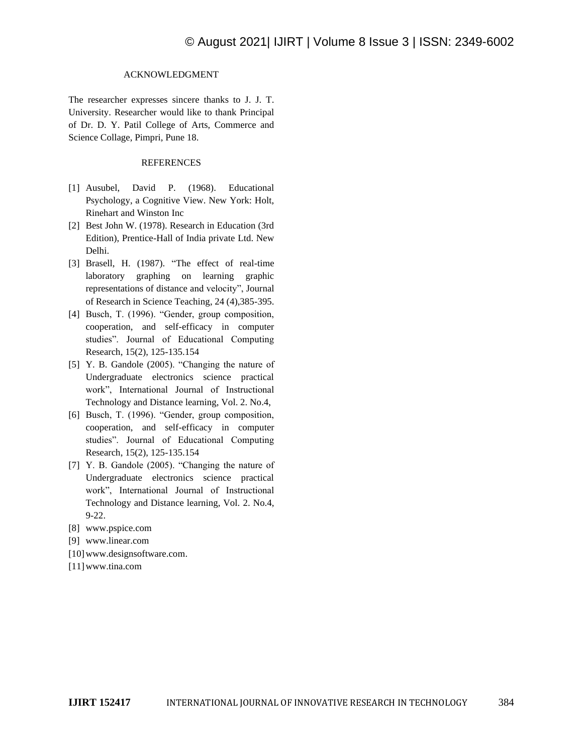## ACKNOWLEDGMENT

The researcher expresses sincere thanks to J. J. T. University. Researcher would like to thank Principal of Dr. D. Y. Patil College of Arts, Commerce and Science Collage, Pimpri, Pune 18.

## REFERENCES

[1] Ausubel, David P. (1968). Educational Psychology, a Cognitive View. New York: Holt, Rinehart and Winston Inc

[2] Best John W. (1978). Research in Education (3rd Edition), Prentice-Hall of India private Ltd. New Delhi.

[3] Brasell, H. (1987). "The effect of real-time laboratory graphing on learning graphic representations of distance and velocity", Journal of Research in Science Teaching, 24 (4),385-395.

[4] Busch, T. (1996). "Gender, group composition, cooperation, and self-efficacy in computer studies". Journal of Educational Computing Research, 15(2), 125-135.154

[5] Y. B. Gandole (2005). "Changing the nature of Undergraduate electronics science practical work", International Journal of Instructional Technology and Distance learning, Vol. 2. No.4,

[6] Busch, T. (1996). "Gender, group composition, cooperation, and self-efficacy in computer studies". Journal of Educational Computing Research, 15(2), 125-135.154

[7] Y. B. Gandole (2005). "Changing the nature of Undergraduate electronics science practical work", International Journal of Instructional Technology and Distance learning, Vol. 2. No.4, 9-22.

[8] www.pspice.com

[9] www.linear.com

[10] www.designsoftware.com.

[11] www.tina.com